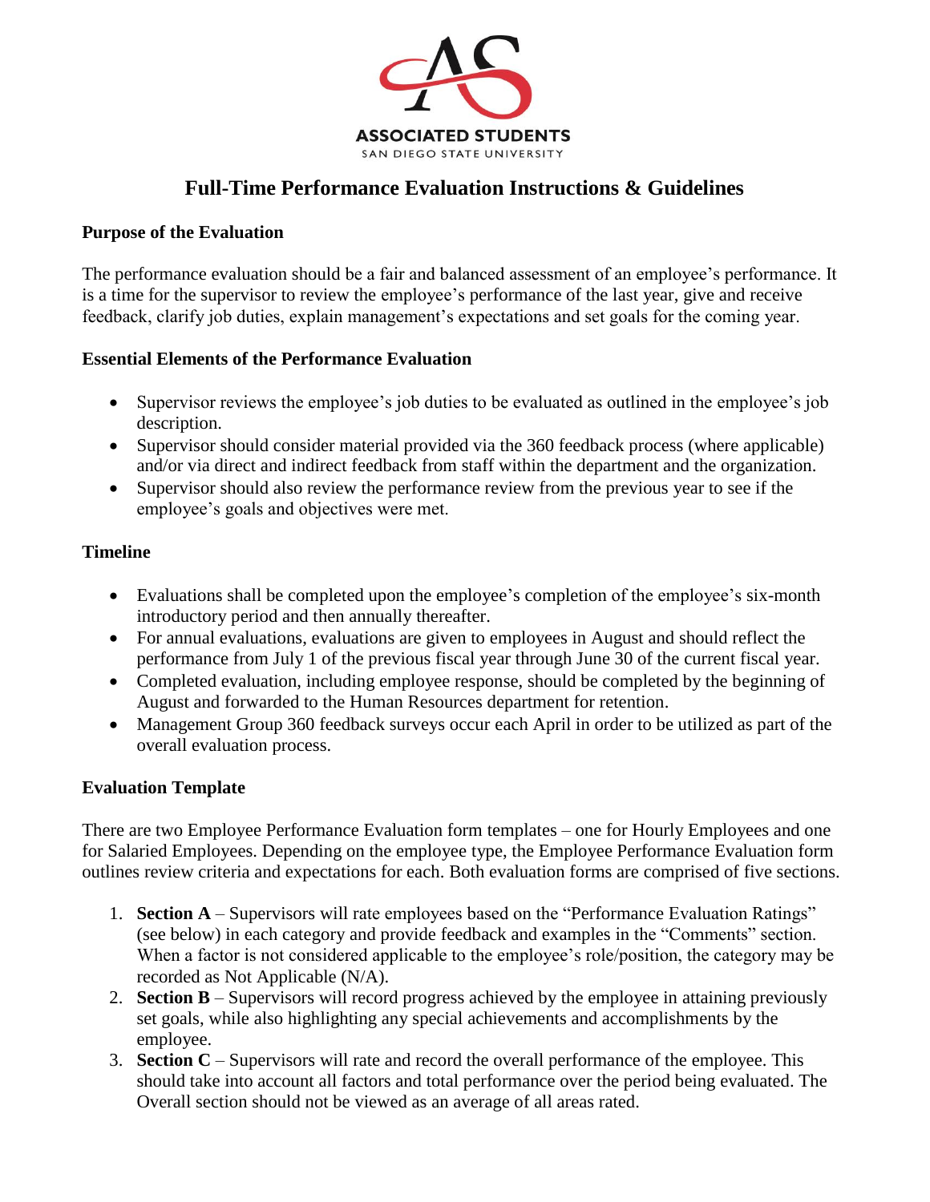ASSOCIATED STUDENTS
SAN DIEGO STATE UNIVERSITY

# Full-Time Performance Evaluation Instructions & Guidelines

**Purpose of the Evaluation**

The performance evaluation should be a fair and balanced assessment of an employee's performance. It is a time for the supervisor to review the employee's performance of the last year, give and receive feedback, clarify job duties, explain management's expectations and set goals for the coming year.

**Essential Elements of the Performance Evaluation**

- Supervisor reviews the employee's job duties to be evaluated as outlined in the employee's job description.
- Supervisor should consider material provided via the 360 feedback process (where applicable) and/or via direct and indirect feedback from staff within the department and the organization.
- Supervisor should also review the performance review from the previous year to see if the employee's goals and objectives were met.

**Timeline**

- Evaluations shall be completed upon the employee's completion of the employee's six-month introductory period and then annually thereafter.
- For annual evaluations, evaluations are given to employees in August and should reflect the performance from July 1 of the previous fiscal year through June 30 of the current fiscal year.
- Completed evaluation, including employee response, should be completed by the beginning of August and forwarded to the Human Resources department for retention.
- Management Group 360 feedback surveys occur each April in order to be utilized as part of the overall evaluation process.

**Evaluation Template**

There are two Employee Performance Evaluation form templates – one for Hourly Employees and one for Salaried Employees. Depending on the employee type, the Employee Performance Evaluation form outlines review criteria and expectations for each. Both evaluation forms are comprised of five sections.

1. **Section A** – Supervisors will rate employees based on the "Performance Evaluation Ratings" (see below) in each category and provide feedback and examples in the "Comments" section. When a factor is not considered applicable to the employee's role/position, the category may be recorded as Not Applicable (N/A).
2. **Section B** – Supervisors will record progress achieved by the employee in attaining previously set goals, while also highlighting any special achievements and accomplishments by the employee.
3. **Section C** – Supervisors will rate and record the overall performance of the employee. This should take into account all factors and total performance over the period being evaluated. The Overall section should not be viewed as an average of all areas rated.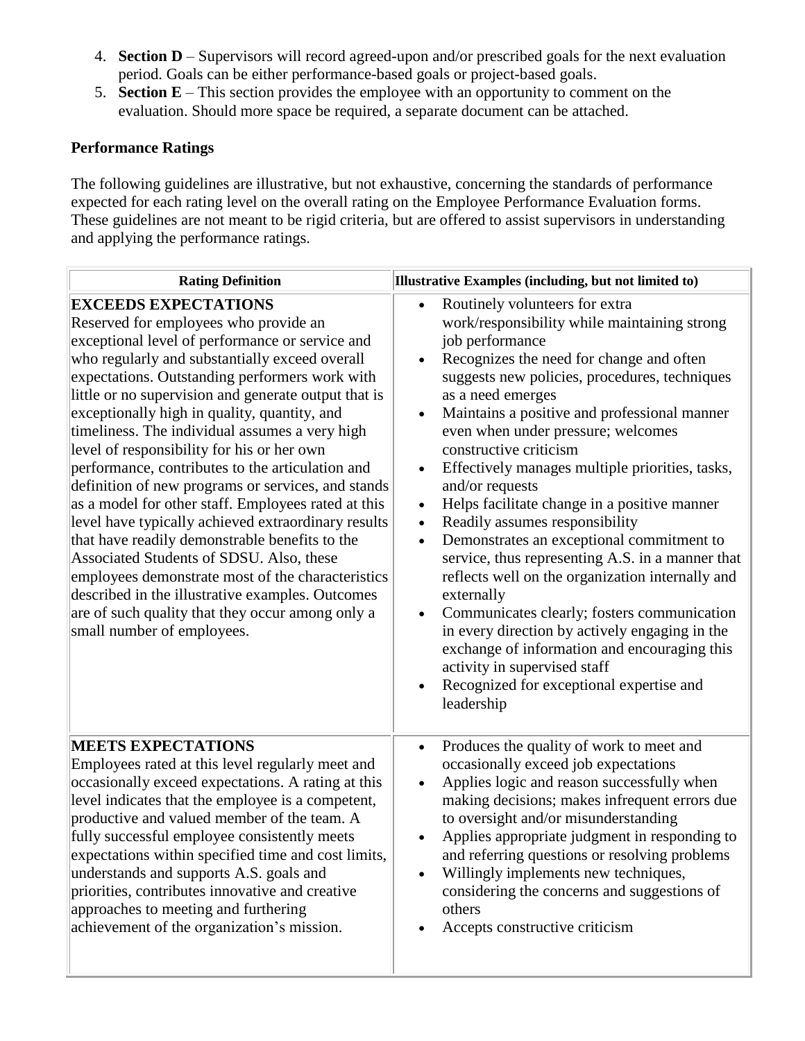4. **Section D** – Supervisors will record agreed-upon and/or prescribed goals for the next evaluation period. Goals can be either performance-based goals or project-based goals.
5. **Section E** – This section provides the employee with an opportunity to comment on the evaluation. Should more space be required, a separate document can be attached.

**Performance Ratings**

The following guidelines are illustrative, but not exhaustive, concerning the standards of performance expected for each rating level on the overall rating on the Employee Performance Evaluation forms. These guidelines are not meant to be rigid criteria, but are offered to assist supervisors in understanding and applying the performance ratings.

| Rating Definition | Illustrative Examples (including, but not limited to) |
|---|---|
| **EXCEEDS EXPECTATIONS**<br>Reserved for employees who provide an exceptional level of performance or service and who regularly and substantially exceed overall expectations. Outstanding performers work with little or no supervision and generate output that is exceptionally high in quality, quantity, and timeliness. The individual assumes a very high level of responsibility for his or her own performance, contributes to the articulation and definition of new programs or services, and stands as a model for other staff. Employees rated at this level have typically achieved extraordinary results that have readily demonstrable benefits to the Associated Students of SDSU. Also, these employees demonstrate most of the characteristics described in the illustrative examples. Outcomes are of such quality that they occur among only a small number of employees. | • Routinely volunteers for extra work/responsibility while maintaining strong job performance<br>• Recognizes the need for change and often suggests new policies, procedures, techniques as a need emerges<br>• Maintains a positive and professional manner even when under pressure; welcomes constructive criticism<br>• Effectively manages multiple priorities, tasks, and/or requests<br>• Helps facilitate change in a positive manner<br>• Readily assumes responsibility<br>• Demonstrates an exceptional commitment to service, thus representing A.S. in a manner that reflects well on the organization internally and externally<br>• Communicates clearly; fosters communication in every direction by actively engaging in the exchange of information and encouraging this activity in supervised staff<br>• Recognized for exceptional expertise and leadership |
| **MEETS EXPECTATIONS**<br>Employees rated at this level regularly meet and occasionally exceed expectations. A rating at this level indicates that the employee is a competent, productive and valued member of the team. A fully successful employee consistently meets expectations within specified time and cost limits, understands and supports A.S. goals and priorities, contributes innovative and creative approaches to meeting and furthering achievement of the organization's mission. | • Produces the quality of work to meet and occasionally exceed job expectations<br>• Applies logic and reason successfully when making decisions; makes infrequent errors due to oversight and/or misunderstanding<br>• Applies appropriate judgment in responding to and referring questions or resolving problems<br>• Willingly implements new techniques, considering the concerns and suggestions of others<br>• Accepts constructive criticism |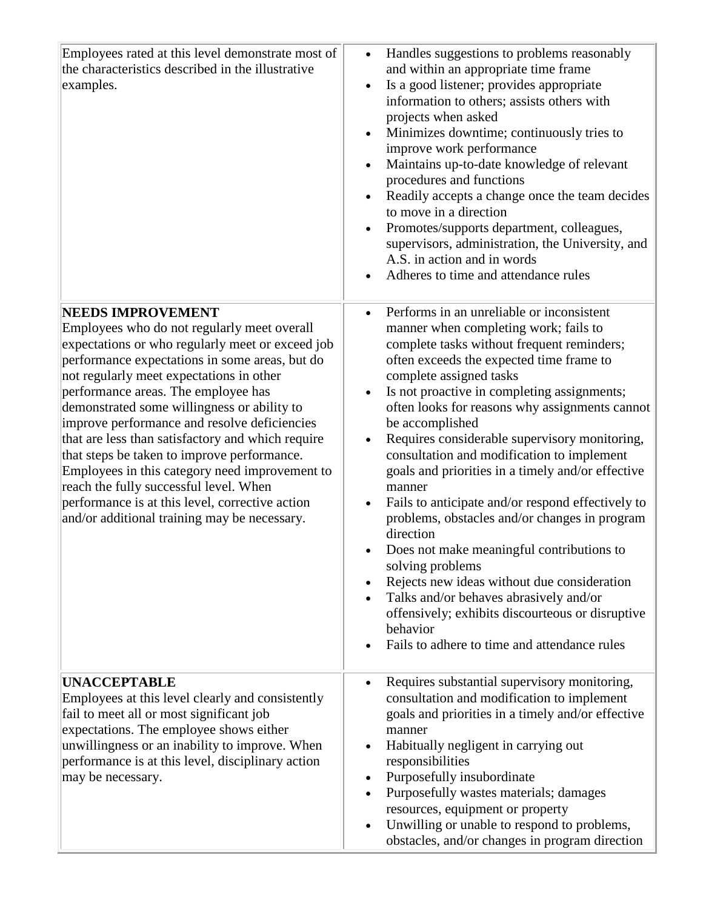| | |
|---|---|
| Employees rated at this level demonstrate most of the characteristics described in the illustrative examples. | • Handles suggestions to problems reasonably and within an appropriate time frame<br>• Is a good listener; provides appropriate information to others; assists others with projects when asked<br>• Minimizes downtime; continuously tries to improve work performance<br>• Maintains up-to-date knowledge of relevant procedures and functions<br>• Readily accepts a change once the team decides to move in a direction<br>• Promotes/supports department, colleagues, supervisors, administration, the University, and A.S. in action and in words<br>• Adheres to time and attendance rules |
| **NEEDS IMPROVEMENT**<br>Employees who do not regularly meet overall expectations or who regularly meet or exceed job performance expectations in some areas, but do not regularly meet expectations in other performance areas. The employee has demonstrated some willingness or ability to improve performance and resolve deficiencies that are less than satisfactory and which require that steps be taken to improve performance. Employees in this category need improvement to reach the fully successful level. When performance is at this level, corrective action and/or additional training may be necessary. | • Performs in an unreliable or inconsistent manner when completing work; fails to complete tasks without frequent reminders; often exceeds the expected time frame to complete assigned tasks<br>• Is not proactive in completing assignments; often looks for reasons why assignments cannot be accomplished<br>• Requires considerable supervisory monitoring, consultation and modification to implement goals and priorities in a timely and/or effective manner<br>• Fails to anticipate and/or respond effectively to problems, obstacles and/or changes in program direction<br>• Does not make meaningful contributions to solving problems<br>• Rejects new ideas without due consideration<br>• Talks and/or behaves abrasively and/or offensively; exhibits discourteous or disruptive behavior<br>• Fails to adhere to time and attendance rules |
| **UNACCEPTABLE**<br>Employees at this level clearly and consistently fail to meet all or most significant job expectations. The employee shows either unwillingness or an inability to improve. When performance is at this level, disciplinary action may be necessary. | • Requires substantial supervisory monitoring, consultation and modification to implement goals and priorities in a timely and/or effective manner<br>• Habitually negligent in carrying out responsibilities<br>• Purposefully insubordinate<br>• Purposefully wastes materials; damages resources, equipment or property<br>• Unwilling or unable to respond to problems, obstacles, and/or changes in program direction |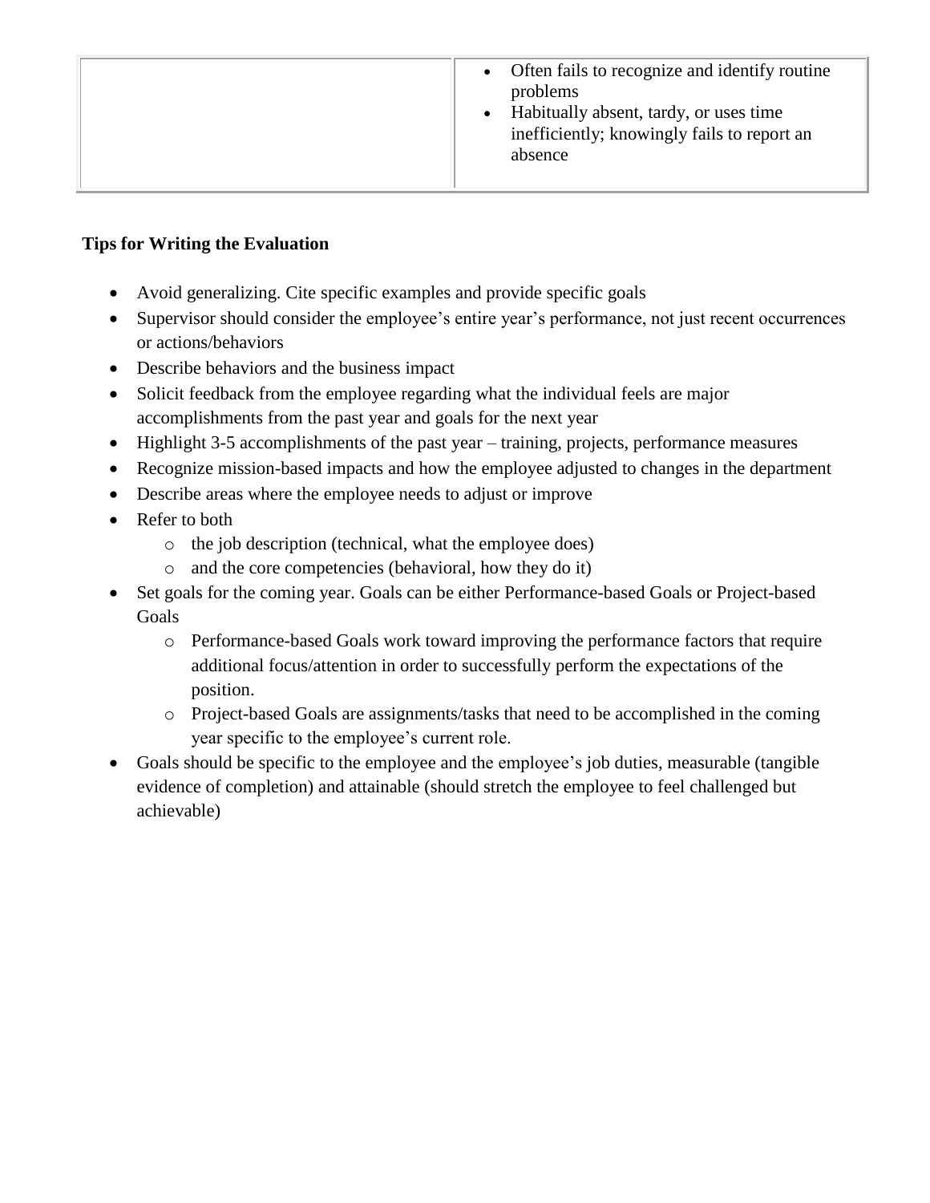| | |
|---|---|
| | • Often fails to recognize and identify routine problems<br>• Habitually absent, tardy, or uses time inefficiently; knowingly fails to report an absence |

**Tips for Writing the Evaluation**

- Avoid generalizing. Cite specific examples and provide specific goals
- Supervisor should consider the employee's entire year's performance, not just recent occurrences or actions/behaviors
- Describe behaviors and the business impact
- Solicit feedback from the employee regarding what the individual feels are major accomplishments from the past year and goals for the next year
- Highlight 3-5 accomplishments of the past year – training, projects, performance measures
- Recognize mission-based impacts and how the employee adjusted to changes in the department
- Describe areas where the employee needs to adjust or improve
- Refer to both
  - the job description (technical, what the employee does)
  - and the core competencies (behavioral, how they do it)
- Set goals for the coming year. Goals can be either Performance-based Goals or Project-based Goals
  - Performance-based Goals work toward improving the performance factors that require additional focus/attention in order to successfully perform the expectations of the position.
  - Project-based Goals are assignments/tasks that need to be accomplished in the coming year specific to the employee's current role.
- Goals should be specific to the employee and the employee's job duties, measurable (tangible evidence of completion) and attainable (should stretch the employee to feel challenged but achievable)